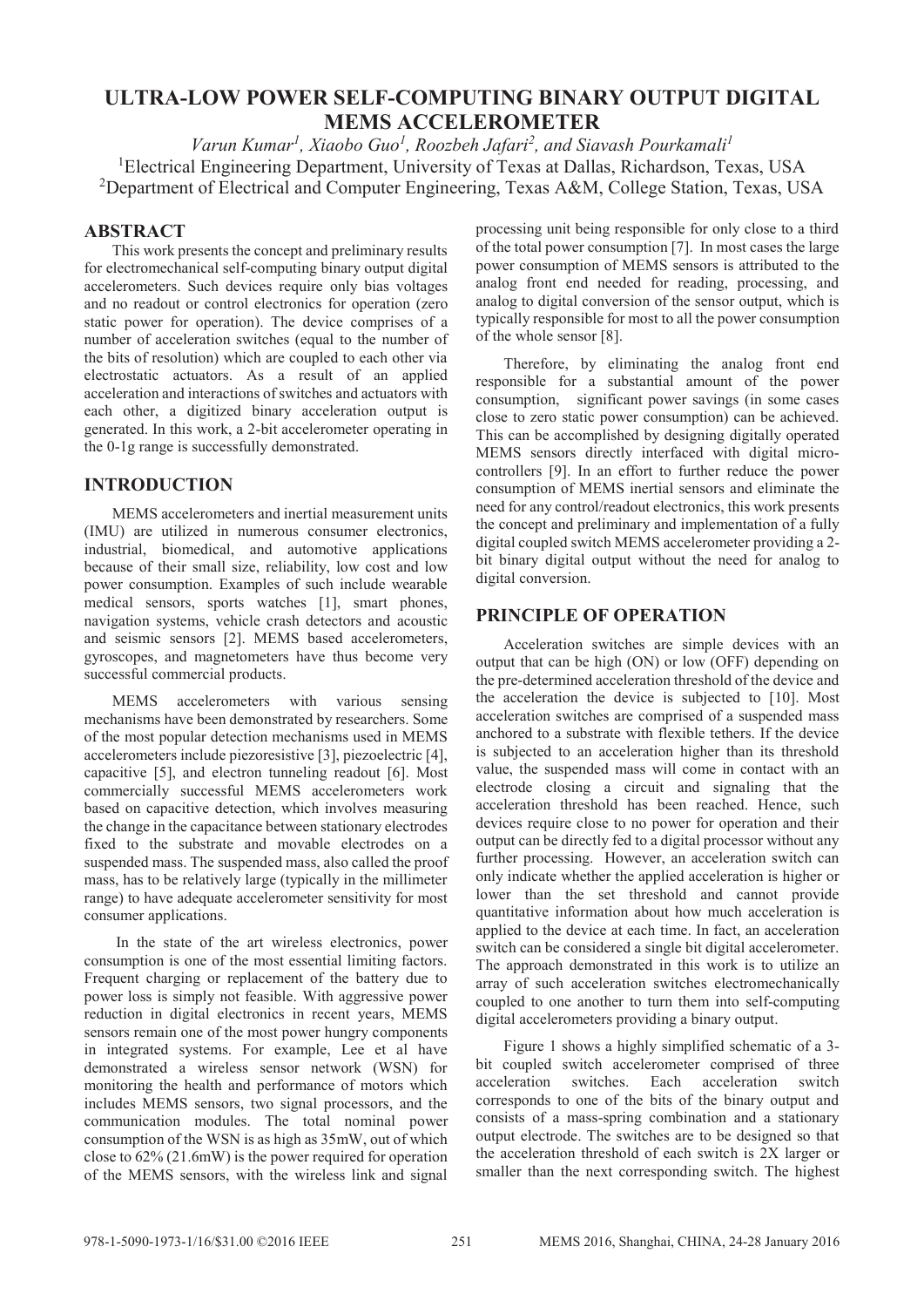# ULTRA-LOW POWER SELF-COMPUTING BINARY OUTPUT DIGITAL MEMS ACCELEROMETER

*Varun Kumar[1], Xiaobo Guo[1], Roozbeh Jafari[2], and Siavash Pourkamali[1]*

[1]Electrical Engineering Department, University of Texas at Dallas, Richardson, Texas, USA

[2]Department of Electrical and Computer Engineering, Texas A&M, College Station, Texas, USA

## ABSTRACT

This work presents the concept and preliminary results for electromechanical self-computing binary output digital accelerometers. Such devices require only bias voltages and no readout or control electronics for operation (zero static power for operation). The device comprises of a number of acceleration switches (equal to the number of the bits of resolution) which are coupled to each other via electrostatic actuators. As a result of an applied acceleration and interactions of switches and actuators with each other, a digitized binary acceleration output is generated. In this work, a 2-bit accelerometer operating in the 0-1g range is successfully demonstrated.

## INTRODUCTION

MEMS accelerometers and inertial measurement units (IMU) are utilized in numerous consumer electronics, industrial, biomedical, and automotive applications because of their small size, reliability, low cost and low power consumption. Examples of such include wearable medical sensors, sports watches [1], smart phones, navigation systems, vehicle crash detectors and acoustic and seismic sensors [2]. MEMS based accelerometers, gyroscopes, and magnetometers have thus become very successful commercial products.

MEMS accelerometers with various sensing mechanisms have been demonstrated by researchers. Some of the most popular detection mechanisms used in MEMS accelerometers include piezoresistive [3], piezoelectric [4], capacitive [5], and electron tunneling readout [6]. Most commercially successful MEMS accelerometers work based on capacitive detection, which involves measuring the change in the capacitance between stationary electrodes fixed to the substrate and movable electrodes on a suspended mass. The suspended mass, also called the proof mass, has to be relatively large (typically in the millimeter range) to have adequate accelerometer sensitivity for most consumer applications.

In the state of the art wireless electronics, power consumption is one of the most essential limiting factors. Frequent charging or replacement of the battery due to power loss is simply not feasible. With aggressive power reduction in digital electronics in recent years, MEMS sensors remain one of the most power hungry components in integrated systems. For example, Lee et al have demonstrated a wireless sensor network (WSN) for monitoring the health and performance of motors which includes MEMS sensors, two signal processors, and the communication modules. The total nominal power consumption of the WSN is as high as 35mW, out of which close to 62% (21.6mW) is the power required for operation of the MEMS sensors, with the wireless link and signal processing unit being responsible for only close to a third of the total power consumption [7]. In most cases the large power consumption of MEMS sensors is attributed to the analog front end needed for reading, processing, and analog to digital conversion of the sensor output, which is typically responsible for most to all the power consumption of the whole sensor [8].

Therefore, by eliminating the analog front end responsible for a substantial amount of the power consumption, significant power savings (in some cases close to zero static power consumption) can be achieved. This can be accomplished by designing digitally operated MEMS sensors directly interfaced with digital micro-controllers [9]. In an effort to further reduce the power consumption of MEMS inertial sensors and eliminate the need for any control/readout electronics, this work presents the concept and preliminary and implementation of a fully digital coupled switch MEMS accelerometer providing a 2-bit binary digital output without the need for analog to digital conversion.

## PRINCIPLE OF OPERATION

Acceleration switches are simple devices with an output that can be high (ON) or low (OFF) depending on the pre-determined acceleration threshold of the device and the acceleration the device is subjected to [10]. Most acceleration switches are comprised of a suspended mass anchored to a substrate with flexible tethers. If the device is subjected to an acceleration higher than its threshold value, the suspended mass will come in contact with an electrode closing a circuit and signaling that the acceleration threshold has been reached. Hence, such devices require close to no power for operation and their output can be directly fed to a digital processor without any further processing. However, an acceleration switch can only indicate whether the applied acceleration is higher or lower than the set threshold and cannot provide quantitative information about how much acceleration is applied to the device at each time. In fact, an acceleration switch can be considered a single bit digital accelerometer. The approach demonstrated in this work is to utilize an array of such acceleration switches electromechanically coupled to one another to turn them into self-computing digital accelerometers providing a binary output.

Figure 1 shows a highly simplified schematic of a 3-bit coupled switch accelerometer comprised of three acceleration switches. Each acceleration switch corresponds to one of the bits of the binary output and consists of a mass-spring combination and a stationary output electrode. The switches are to be designed so that the acceleration threshold of each switch is 2X larger or smaller than the next corresponding switch. The highest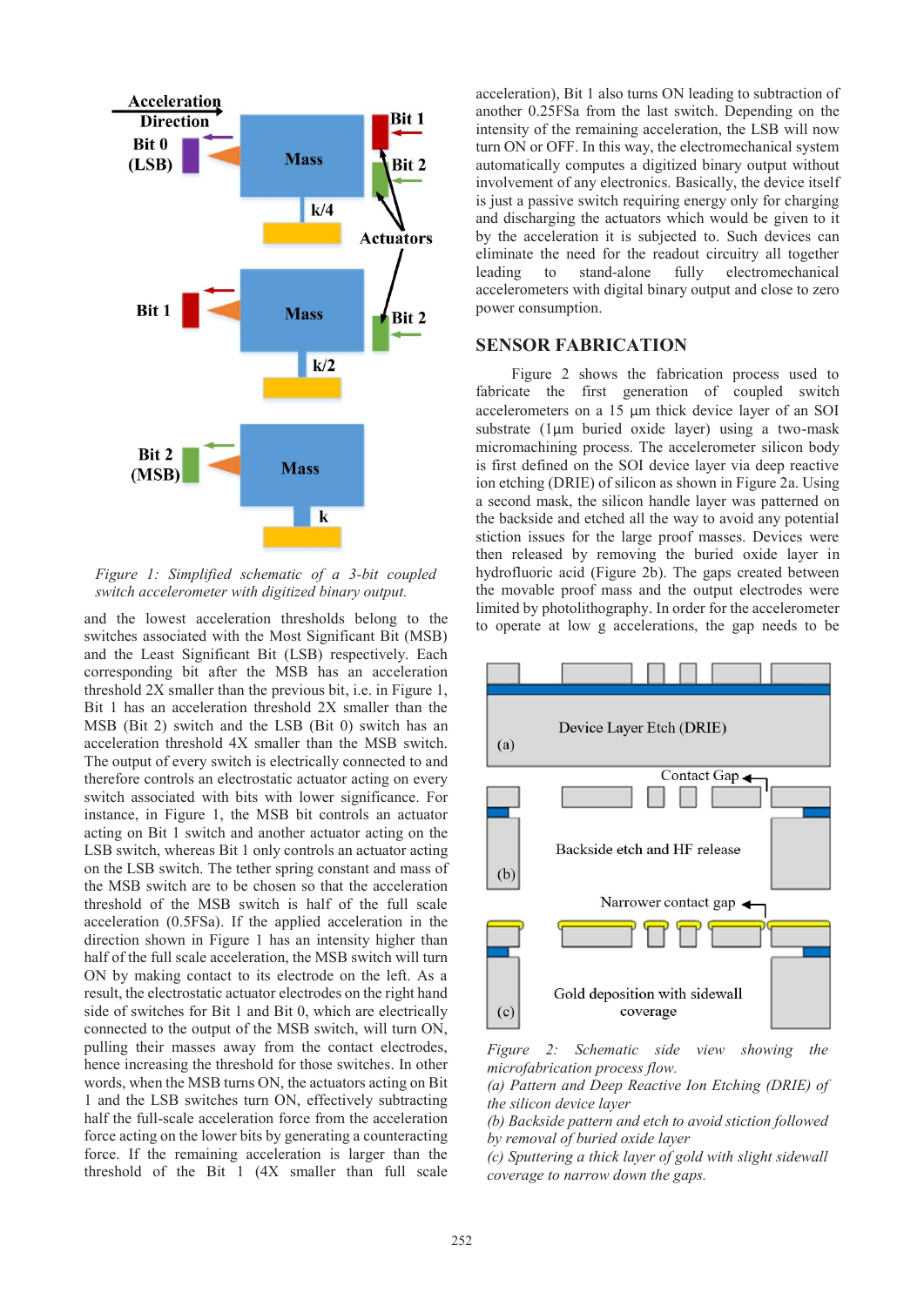*Figure 1: Simplified schematic of a 3-bit coupled switch accelerometer with digitized binary output.*

and the lowest acceleration thresholds belong to the switches associated with the Most Significant Bit (MSB) and the Least Significant Bit (LSB) respectively. Each corresponding bit after the MSB has an acceleration threshold 2X smaller than the previous bit, i.e. in Figure 1, Bit 1 has an acceleration threshold 2X smaller than the MSB (Bit 2) switch and the LSB (Bit 0) switch has an acceleration threshold 4X smaller than the MSB switch. The output of every switch is electrically connected to and therefore controls an electrostatic actuator acting on every switch associated with bits with lower significance. For instance, in Figure 1, the MSB bit controls an actuator acting on Bit 1 switch and another actuator acting on the LSB switch, whereas Bit 1 only controls an actuator acting on the LSB switch. The tether spring constant and mass of the MSB switch are to be chosen so that the acceleration threshold of the MSB switch is half of the full scale acceleration (0.5FSa). If the applied acceleration in the direction shown in Figure 1 has an intensity higher than half of the full scale acceleration, the MSB switch will turn ON by making contact to its electrode on the left. As a result, the electrostatic actuator electrodes on the right hand side of switches for Bit 1 and Bit 0, which are electrically connected to the output of the MSB switch, will turn ON, pulling their masses away from the contact electrodes, hence increasing the threshold for those switches. In other words, when the MSB turns ON, the actuators acting on Bit 1 and the LSB switches turn ON, effectively subtracting half the full-scale acceleration force from the acceleration force acting on the lower bits by generating a counteracting force. If the remaining acceleration is larger than the threshold of the Bit 1 (4X smaller than full scale acceleration), Bit 1 also turns ON leading to subtraction of another 0.25FSa from the last switch. Depending on the intensity of the remaining acceleration, the LSB will now turn ON or OFF. In this way, the electromechanical system automatically computes a digitized binary output without involvement of any electronics. Basically, the device itself is just a passive switch requiring energy only for charging and discharging the actuators which would be given to it by the acceleration it is subjected to. Such devices can eliminate the need for the readout circuitry all together leading to stand-alone fully electromechanical accelerometers with digital binary output and close to zero power consumption.

## SENSOR FABRICATION

Figure 2 shows the fabrication process used to fabricate the first generation of coupled switch accelerometers on a 15 µm thick device layer of an SOI substrate (1µm buried oxide layer) using a two-mask micromachining process. The accelerometer silicon body is first defined on the SOI device layer via deep reactive ion etching (DRIE) of silicon as shown in Figure 2a. Using a second mask, the silicon handle layer was patterned on the backside and etched all the way to avoid any potential stiction issues for the large proof masses. Devices were then released by removing the buried oxide layer in hydrofluoric acid (Figure 2b). The gaps created between the movable proof mass and the output electrodes were limited by photolithography. In order for the accelerometer to operate at low g accelerations, the gap needs to be

*Figure 2: Schematic side view showing the microfabrication process flow.*
*(a) Pattern and Deep Reactive Ion Etching (DRIE) of the silicon device layer*
*(b) Backside pattern and etch to avoid stiction followed by removal of buried oxide layer*
*(c) Sputtering a thick layer of gold with slight sidewall coverage to narrow down the gaps.*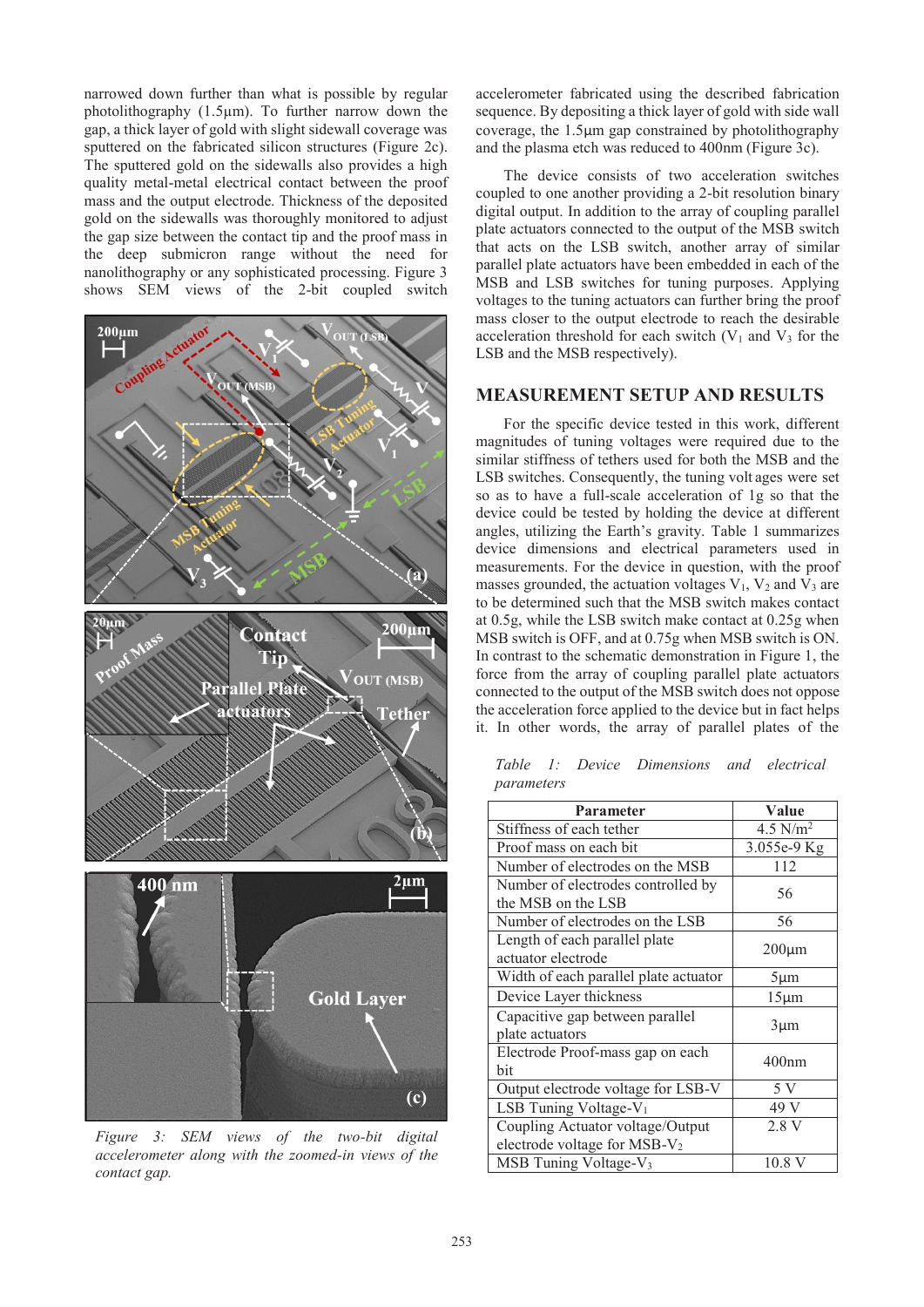narrowed down further than what is possible by regular photolithography (1.5µm). To further narrow down the gap, a thick layer of gold with slight sidewall coverage was sputtered on the fabricated silicon structures (Figure 2c). The sputtered gold on the sidewalls also provides a high quality metal-metal electrical contact between the proof mass and the output electrode. Thickness of the deposited gold on the sidewalls was thoroughly monitored to adjust the gap size between the contact tip and the proof mass in the deep submicron range without the need for nanolithography or any sophisticated processing. Figure 3 shows SEM views of the 2-bit coupled switch accelerometer fabricated using the described fabrication sequence. By depositing a thick layer of gold with side wall coverage, the 1.5µm gap constrained by photolithography and the plasma etch was reduced to 400nm (Figure 3c).

*Figure 3: SEM views of the two-bit digital accelerometer along with the zoomed-in views of the contact gap.*

The device consists of two acceleration switches coupled to one another providing a 2-bit resolution binary digital output. In addition to the array of coupling parallel plate actuators connected to the output of the MSB switch that acts on the LSB switch, another array of similar parallel plate actuators have been embedded in each of the MSB and LSB switches for tuning purposes. Applying voltages to the tuning actuators can further bring the proof mass closer to the output electrode to reach the desirable acceleration threshold for each switch ($V_1$ and $V_3$ for the LSB and the MSB respectively).

## MEASUREMENT SETUP AND RESULTS

For the specific device tested in this work, different magnitudes of tuning voltages were required due to the similar stiffness of tethers used for both the MSB and the LSB switches. Consequently, the tuning voltages were set so as to have a full-scale acceleration of 1g so that the device could be tested by holding the device at different angles, utilizing the Earth's gravity. Table 1 summarizes device dimensions and electrical parameters used in measurements. For the device in question, with the proof masses grounded, the actuation voltages $V_1$, $V_2$ and $V_3$ are to be determined such that the MSB switch makes contact at 0.5g, while the LSB switch make contact at 0.25g when MSB switch is OFF, and at 0.75g when MSB switch is ON. In contrast to the schematic demonstration in Figure 1, the force from the array of coupling parallel plate actuators connected to the output of the MSB switch does not oppose the acceleration force applied to the device but in fact helps it. In other words, the array of parallel plates of the

*Table 1: Device Dimensions and electrical parameters*

| Parameter | Value |
|---|---|
| Stiffness of each tether | 4.5 $N/m^2$ |
| Proof mass on each bit | 3.055e-9 Kg |
| Number of electrodes on the MSB | 112 |
| Number of electrodes controlled by the MSB on the LSB | 56 |
| Number of electrodes on the LSB | 56 |
| Length of each parallel plate actuator electrode | 200µm |
| Width of each parallel plate actuator | 5µm |
| Device Layer thickness | 15µm |
| Capacitive gap between parallel plate actuators | 3µm |
| Electrode Proof-mass gap on each bit | 400nm |
| Output electrode voltage for LSB-V | 5 V |
| LSB Tuning Voltage-$V_1$ | 49 V |
| Coupling Actuator voltage/Output electrode voltage for MSB-$V_2$ | 2.8 V |
| MSB Tuning Voltage-$V_3$ | 10.8 V |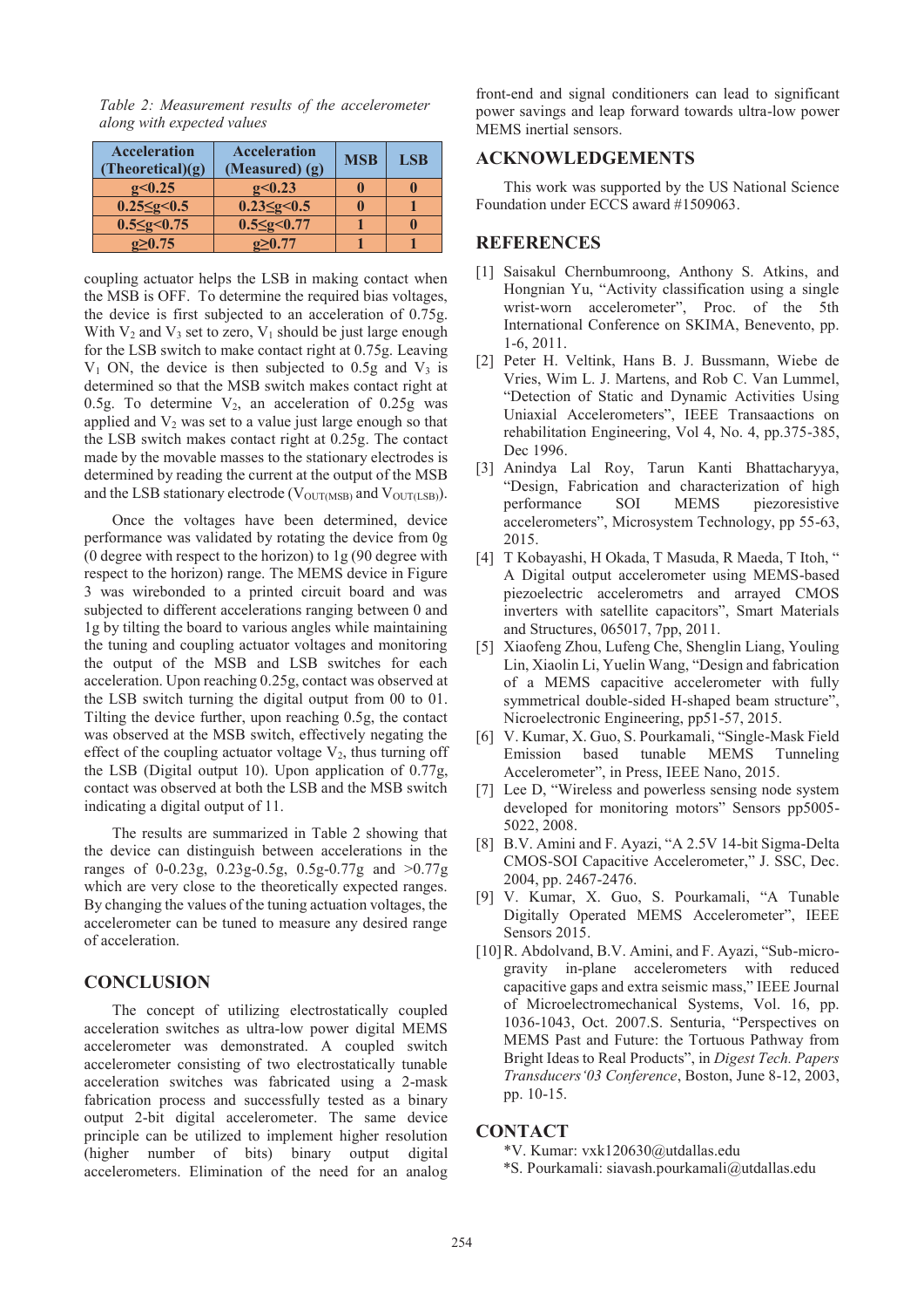*Table 2: Measurement results of the accelerometer along with expected values*

| Acceleration (Theoretical)(g) | Acceleration (Measured) (g) | MSB | LSB |
|---|---|---|---|
| g<0.25 | g<0.23 | 0 | 0 |
| 0.25≤g<0.5 | 0.23≤g<0.5 | 0 | 1 |
| 0.5≤g<0.75 | 0.5≤g<0.77 | 1 | 0 |
| g≥0.75 | g≥0.77 | 1 | 1 |

coupling actuator helps the LSB in making contact when the MSB is OFF. To determine the required bias voltages, the device is first subjected to an acceleration of 0.75g. With $V_2$ and $V_3$ set to zero, $V_1$ should be just large enough for the LSB switch to make contact right at 0.75g. Leaving $V_1$ ON, the device is then subjected to 0.5g and $V_3$ is determined so that the MSB switch makes contact right at 0.5g. To determine $V_2$, an acceleration of 0.25g was applied and $V_2$ was set to a value just large enough so that the LSB switch makes contact right at 0.25g. The contact made by the movable masses to the stationary electrodes is determined by reading the current at the output of the MSB and the LSB stationary electrode ($V_{OUT(MSB)}$ and $V_{OUT(LSB)}$).

Once the voltages have been determined, device performance was validated by rotating the device from 0g (0 degree with respect to the horizon) to 1g (90 degree with respect to the horizon) range. The MEMS device in Figure 3 was wirebonded to a printed circuit board and was subjected to different accelerations ranging between 0 and 1g by tilting the board to various angles while maintaining the tuning and coupling actuator voltages and monitoring the output of the MSB and LSB switches for each acceleration. Upon reaching 0.25g, contact was observed at the LSB switch turning the digital output from 00 to 01. Tilting the device further, upon reaching 0.5g, the contact was observed at the MSB switch, effectively negating the effect of the coupling actuator voltage $V_2$, thus turning off the LSB (Digital output 10). Upon application of 0.77g, contact was observed at both the LSB and the MSB switch indicating a digital output of 11.

The results are summarized in Table 2 showing that the device can distinguish between accelerations in the ranges of 0-0.23g, 0.23g-0.5g, 0.5g-0.77g and >0.77g which are very close to the theoretically expected ranges. By changing the values of the tuning actuation voltages, the accelerometer can be tuned to measure any desired range of acceleration.

## CONCLUSION

The concept of utilizing electrostatically coupled acceleration switches as ultra-low power digital MEMS accelerometer was demonstrated. A coupled switch accelerometer consisting of two electrostatically tunable acceleration switches was fabricated using a 2-mask fabrication process and successfully tested as a binary output 2-bit digital accelerometer. The same device principle can be utilized to implement higher resolution (higher number of bits) binary output digital accelerometers. Elimination of the need for an analog front-end and signal conditioners can lead to significant power savings and leap forward towards ultra-low power MEMS inertial sensors.

## ACKNOWLEDGEMENTS

This work was supported by the US National Science Foundation under ECCS award #1509063.

## REFERENCES

[1] Saisakul Chernbumroong, Anthony S. Atkins, and Hongnian Yu, "Activity classification using a single wrist-worn accelerometer", Proc. of the 5th International Conference on SKIMA, Benevento, pp. 1-6, 2011.

[2] Peter H. Veltink, Hans B. J. Bussmann, Wiebe de Vries, Wim L. J. Martens, and Rob C. Van Lummel, "Detection of Static and Dynamic Activities Using Uniaxial Accelerometers", IEEE Transactions on rehabilitation Engineering, Vol 4, No. 4, pp.375-385, Dec 1996.

[3] Anindya Lal Roy, Tarun Kanti Bhattacharyya, "Design, Fabrication and characterization of high performance SOI MEMS piezoresistive accelerometers", Microsystem Technology, pp 55-63, 2015.

[4] T Kobayashi, H Okada, T Masuda, R Maeda, T Itoh, " A Digital output accelerometer using MEMS-based piezoelectric accelerometers and arrayed CMOS inverters with satellite capacitors", Smart Materials and Structures, 065017, 7pp, 2011.

[5] Xiaofeng Zhou, Lufeng Che, Shenglin Liang, Youling Lin, Xiaolin Li, Yuelin Wang, "Design and fabrication of a MEMS capacitive accelerometer with fully symmetrical double-sided H-shaped beam structure", Nicroelectronic Engineering, pp51-57, 2015.

[6] V. Kumar, X. Guo, S. Pourkamali, "Single-Mask Field Emission based tunable MEMS Tunneling Accelerometer", in Press, IEEE Nano, 2015.

[7] Lee D, "Wireless and powerless sensing node system developed for monitoring motors" Sensors pp5005-5022, 2008.

[8] B.V. Amini and F. Ayazi, "A 2.5V 14-bit Sigma-Delta CMOS-SOI Capacitive Accelerometer," J. SSC, Dec. 2004, pp. 2467-2476.

[9] V. Kumar, X. Guo, S. Pourkamali, "A Tunable Digitally Operated MEMS Accelerometer", IEEE Sensors 2015.

[10] R. Abdolvand, B.V. Amini, and F. Ayazi, "Sub-micro-gravity in-plane accelerometers with reduced capacitive gaps and extra seismic mass," IEEE Journal of Microelectromechanical Systems, Vol. 16, pp. 1036-1043, Oct. 2007.S. Senturia, "Perspectives on MEMS Past and Future: the Tortuous Pathway from Bright Ideas to Real Products", in *Digest Tech. Papers Transducers'03 Conference*, Boston, June 8-12, 2003, pp. 10-15.

## CONTACT

*V. Kumar: vxk120630@utdallas.edu

*S. Pourkamali: siavash.pourkamali@utdallas.edu